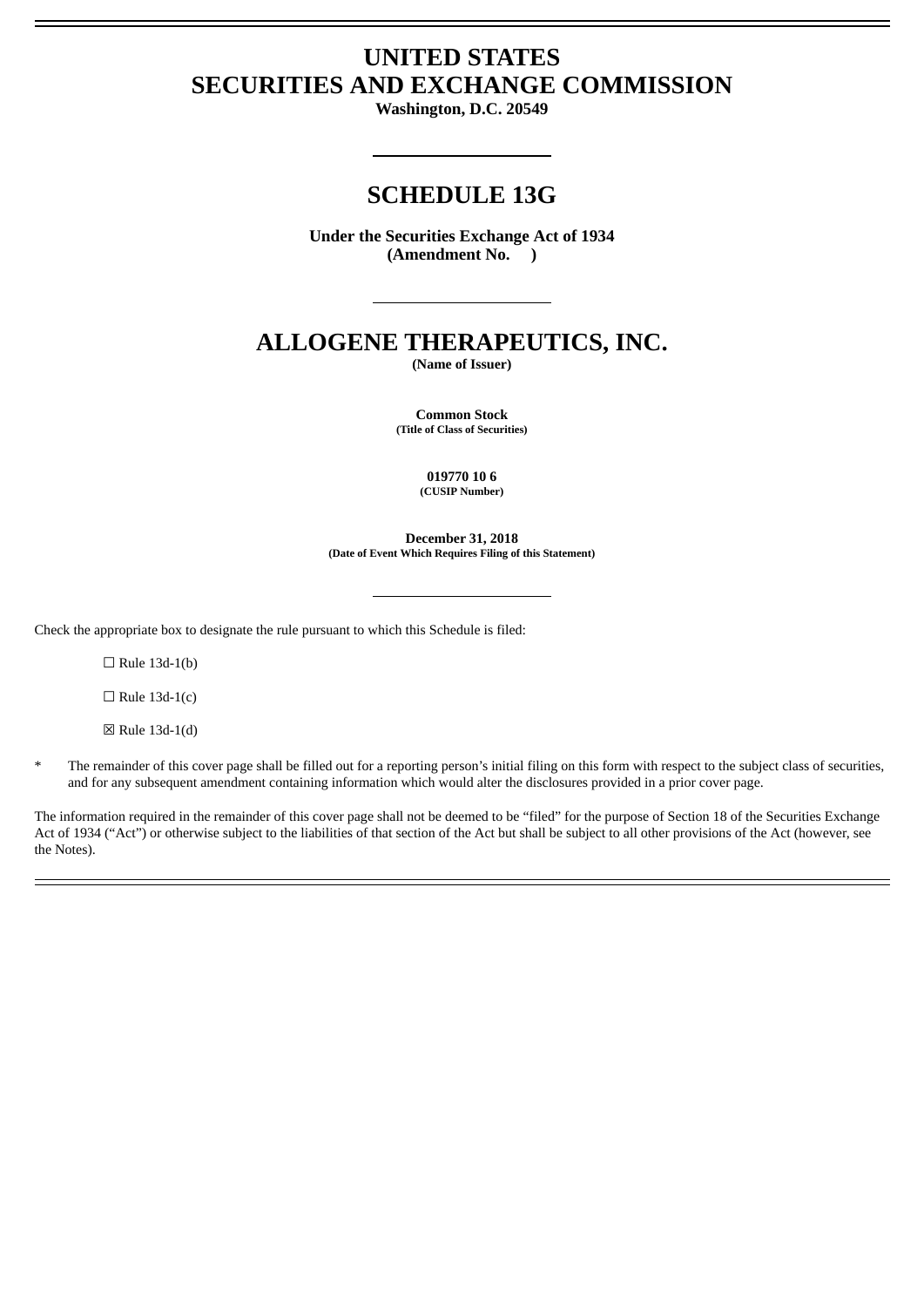# UNITED STATES
# SECURITIES AND EXCHANGE COMMISSION

**Washington, D.C. 20549**

# SCHEDULE 13G

**Under the Securities Exchange Act of 1934**
**(Amendment No. )**

# ALLOGENE THERAPEUTICS, INC.

**(Name of Issuer)**

**Common Stock**
**(Title of Class of Securities)**

**019770 10 6**
**(CUSIP Number)**

**December 31, 2018**
**(Date of Event Which Requires Filing of this Statement)**

Check the appropriate box to designate the rule pursuant to which this Schedule is filed:

☐ Rule 13d-1(b)

☐ Rule 13d-1(c)

☒ Rule 13d-1(d)

\* The remainder of this cover page shall be filled out for a reporting person's initial filing on this form with respect to the subject class of securities, and for any subsequent amendment containing information which would alter the disclosures provided in a prior cover page.

The information required in the remainder of this cover page shall not be deemed to be "filed" for the purpose of Section 18 of the Securities Exchange Act of 1934 ("Act") or otherwise subject to the liabilities of that section of the Act but shall be subject to all other provisions of the Act (however, see the Notes).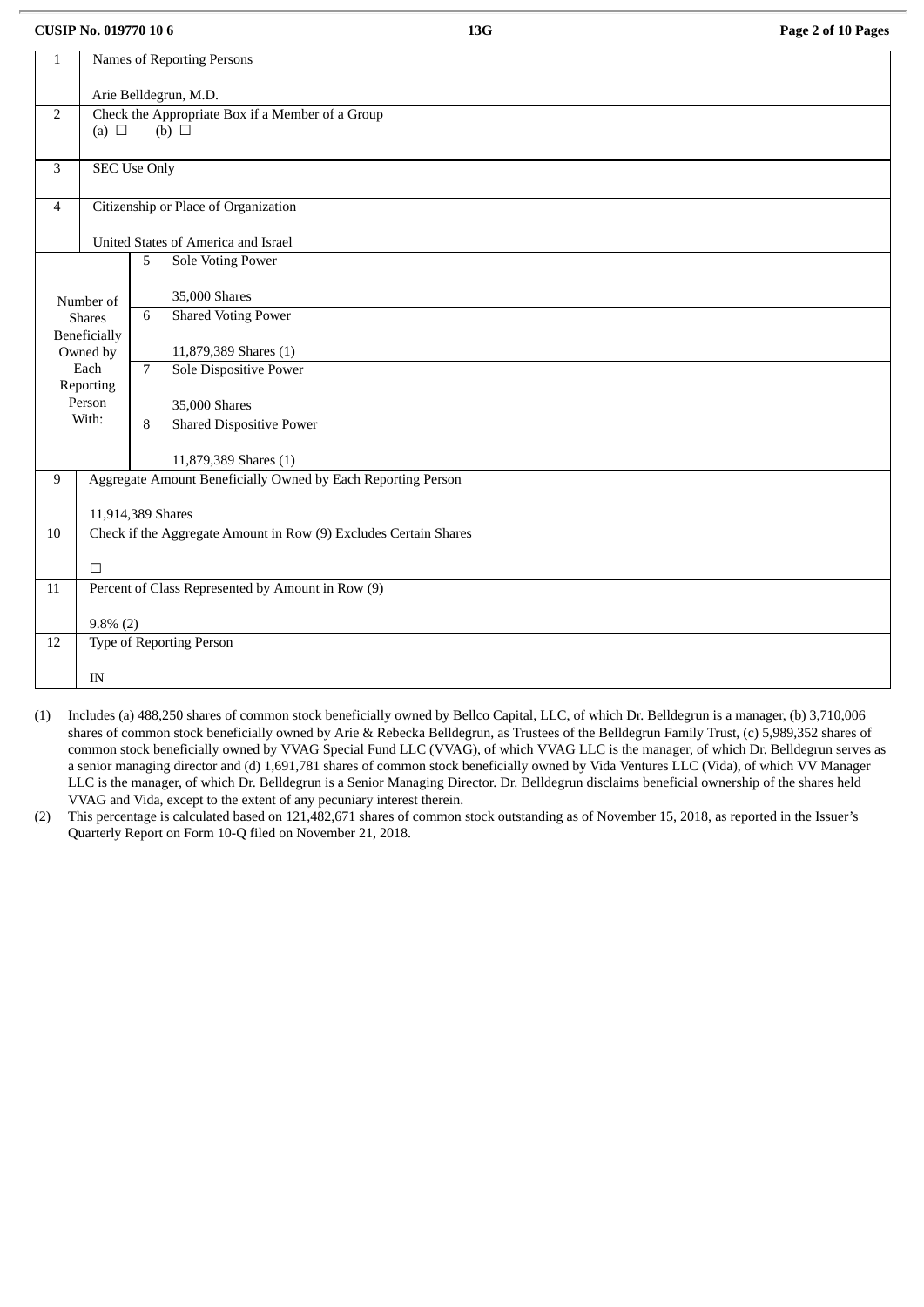CUSIP No. 019770 10 6 | 13G

| 1 | Names of Reporting Persons<br><br>Arie Belldegrun, M.D. | |
|---|---|---|
| 2 | Check the Appropriate Box if a Member of a Group<br>(a) ☐ (b) ☐ | |
| 3 | SEC Use Only | |
| 4 | Citizenship or Place of Organization<br><br>United States of America and Israel | |
| Number of Shares Beneficially Owned by Each Reporting Person With: | 5 | Sole Voting Power<br><br>35,000 Shares |
| | 6 | Shared Voting Power<br><br>11,879,389 Shares (1) |
| | 7 | Sole Dispositive Power<br><br>35,000 Shares |
| | 8 | Shared Dispositive Power<br><br>11,879,389 Shares (1) |
| 9 | Aggregate Amount Beneficially Owned by Each Reporting Person<br><br>11,914,389 Shares | |
| 10 | Check if the Aggregate Amount in Row (9) Excludes Certain Shares<br><br>☐ | |
| 11 | Percent of Class Represented by Amount in Row (9)<br><br>9.8% (2) | |
| 12 | Type of Reporting Person<br><br>IN | |

(1) Includes (a) 488,250 shares of common stock beneficially owned by Bellco Capital, LLC, of which Dr. Belldegrun is a manager, (b) 3,710,006 shares of common stock beneficially owned by Arie & Rebecka Belldegrun, as Trustees of the Belldegrun Family Trust, (c) 5,989,352 shares of common stock beneficially owned by VVAG Special Fund LLC (VVAG), of which VVAG LLC is the manager, of which Dr. Belldegrun serves as a senior managing director and (d) 1,691,781 shares of common stock beneficially owned by Vida Ventures LLC (Vida), of which VV Manager LLC is the manager, of which Dr. Belldegrun is a Senior Managing Director. Dr. Belldegrun disclaims beneficial ownership of the shares held VVAG and Vida, except to the extent of any pecuniary interest therein.

(2) This percentage is calculated based on 121,482,671 shares of common stock outstanding as of November 15, 2018, as reported in the Issuer's Quarterly Report on Form 10-Q filed on November 21, 2018.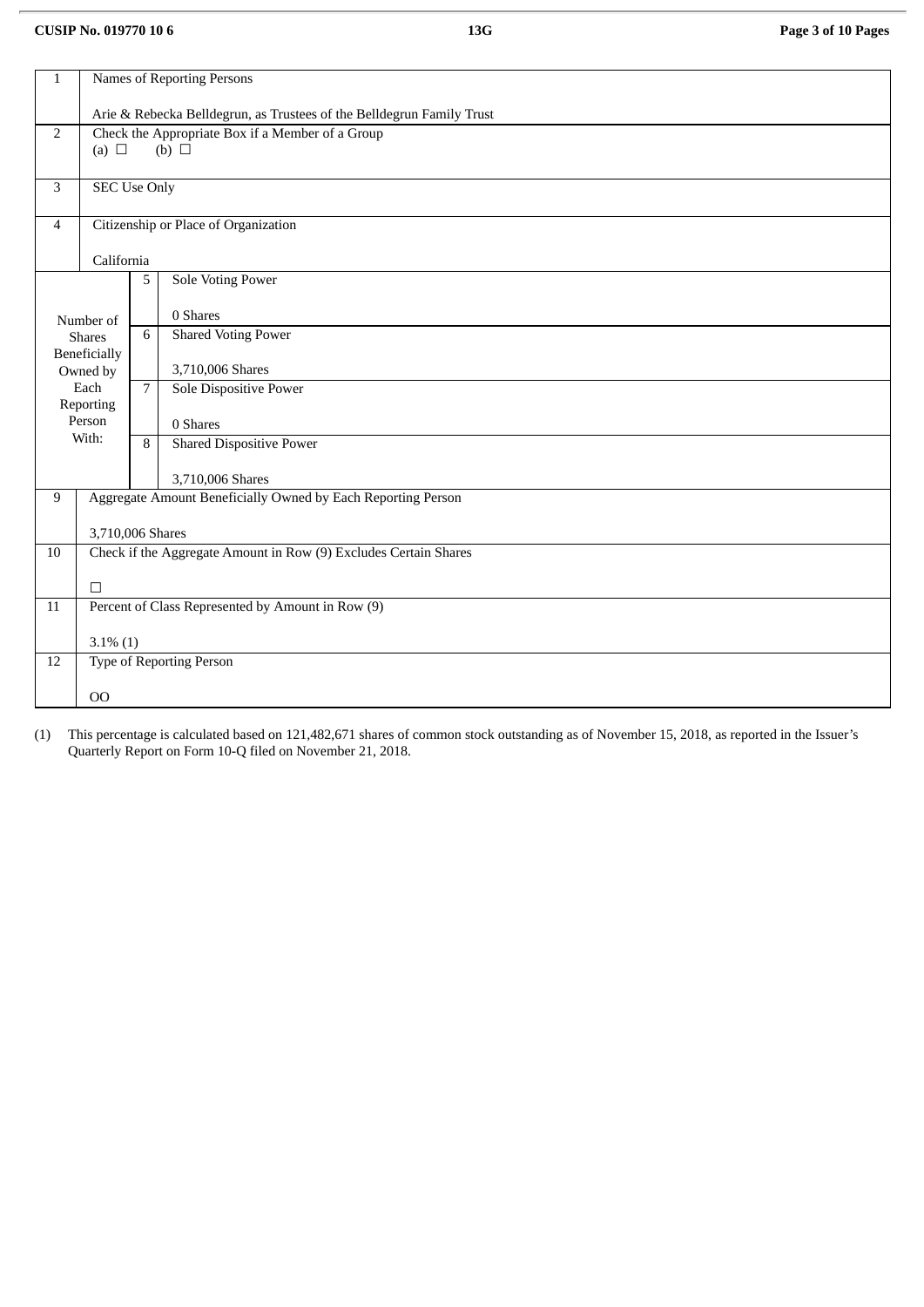| 1 | Names of Reporting Persons<br><br>Arie & Rebecka Belldegrun, as Trustees of the Belldegrun Family Trust | |
|---|---|---|
| 2 | Check the Appropriate Box if a Member of a Group<br>(a) ☐ (b) ☐ | |
| 3 | SEC Use Only | |
| 4 | Citizenship or Place of Organization<br><br>California | |
| Number of Shares Beneficially Owned by Each Reporting Person With: | 5 | Sole Voting Power<br><br>0 Shares |
| | 6 | Shared Voting Power<br><br>3,710,006 Shares |
| | 7 | Sole Dispositive Power<br><br>0 Shares |
| | 8 | Shared Dispositive Power<br><br>3,710,006 Shares |
| 9 | Aggregate Amount Beneficially Owned by Each Reporting Person<br><br>3,710,006 Shares | |
| 10 | Check if the Aggregate Amount in Row (9) Excludes Certain Shares<br><br>☐ | |
| 11 | Percent of Class Represented by Amount in Row (9)<br><br>3.1% (1) | |
| 12 | Type of Reporting Person<br><br>OO | |

(1) This percentage is calculated based on 121,482,671 shares of common stock outstanding as of November 15, 2018, as reported in the Issuer's Quarterly Report on Form 10-Q filed on November 21, 2018.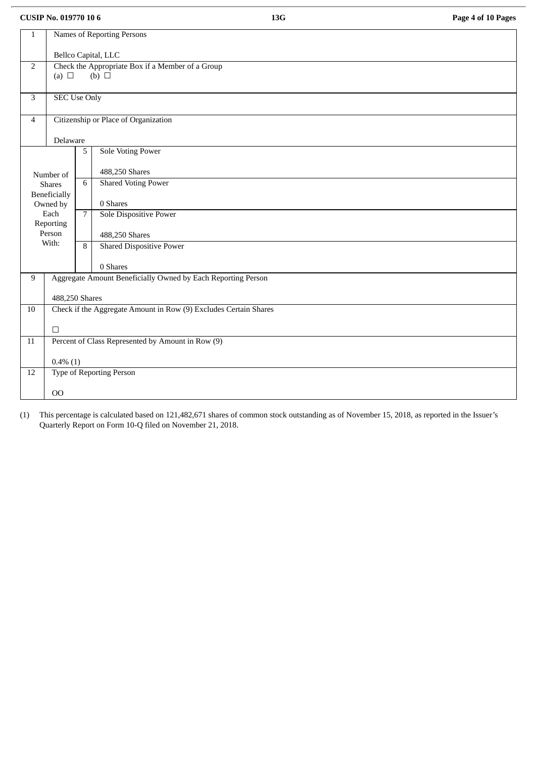CUSIP No. 019770 10 6 | 13G

| 1 | Names of Reporting Persons<br><br>Bellco Capital, LLC | |
|---|---|---|
| 2 | Check the Appropriate Box if a Member of a Group<br>(a) ☐ (b) ☐ | |
| 3 | SEC Use Only | |
| 4 | Citizenship or Place of Organization<br><br>Delaware | |
| Number of Shares Beneficially Owned by Each Reporting Person With: | 5 | Sole Voting Power<br><br>488,250 Shares |
| | 6 | Shared Voting Power<br><br>0 Shares |
| | 7 | Sole Dispositive Power<br><br>488,250 Shares |
| | 8 | Shared Dispositive Power<br><br>0 Shares |
| 9 | Aggregate Amount Beneficially Owned by Each Reporting Person<br><br>488,250 Shares | |
| 10 | Check if the Aggregate Amount in Row (9) Excludes Certain Shares<br><br>☐ | |
| 11 | Percent of Class Represented by Amount in Row (9)<br><br>0.4% (1) | |
| 12 | Type of Reporting Person<br><br>OO | |

(1) This percentage is calculated based on 121,482,671 shares of common stock outstanding as of November 15, 2018, as reported in the Issuer's Quarterly Report on Form 10-Q filed on November 21, 2018.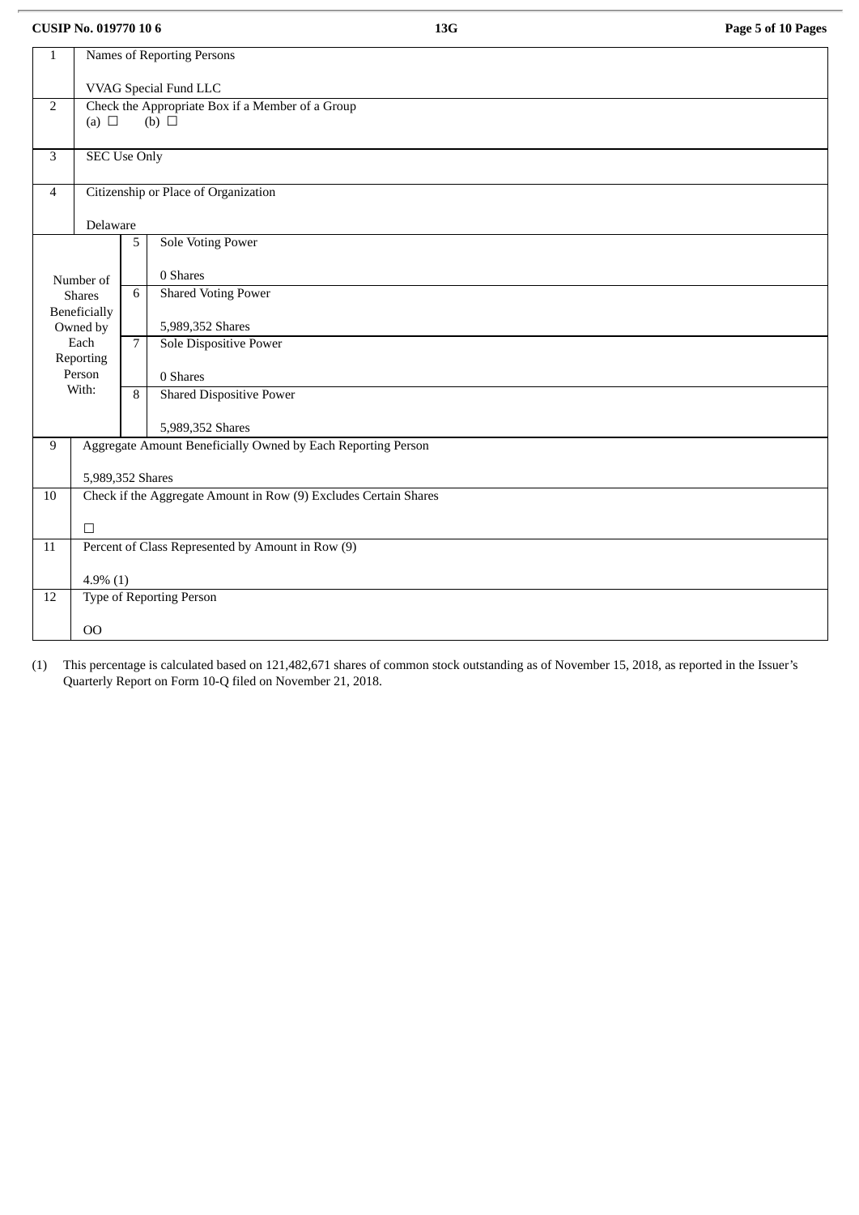CUSIP No. 019770 10 6 | 13G

| | | | |
|---|---|---|---|
| 1 | Names of Reporting Persons<br><br>VVAG Special Fund LLC | | |
| 2 | Check the Appropriate Box if a Member of a Group<br>(a) ☐ (b) ☐ | | |
| 3 | SEC Use Only | | |
| 4 | Citizenship or Place of Organization<br><br>Delaware | | |
| Number of Shares Beneficially Owned by Each Reporting Person With: | 5 | Sole Voting Power<br><br>0 Shares | |
| | 6 | Shared Voting Power<br><br>5,989,352 Shares | |
| | 7 | Sole Dispositive Power<br><br>0 Shares | |
| | 8 | Shared Dispositive Power<br><br>5,989,352 Shares | |
| 9 | Aggregate Amount Beneficially Owned by Each Reporting Person<br><br>5,989,352 Shares | | |
| 10 | Check if the Aggregate Amount in Row (9) Excludes Certain Shares<br><br>☐ | | |
| 11 | Percent of Class Represented by Amount in Row (9)<br><br>4.9% (1) | | |
| 12 | Type of Reporting Person<br><br>OO | | |

(1) This percentage is calculated based on 121,482,671 shares of common stock outstanding as of November 15, 2018, as reported in the Issuer's Quarterly Report on Form 10-Q filed on November 21, 2018.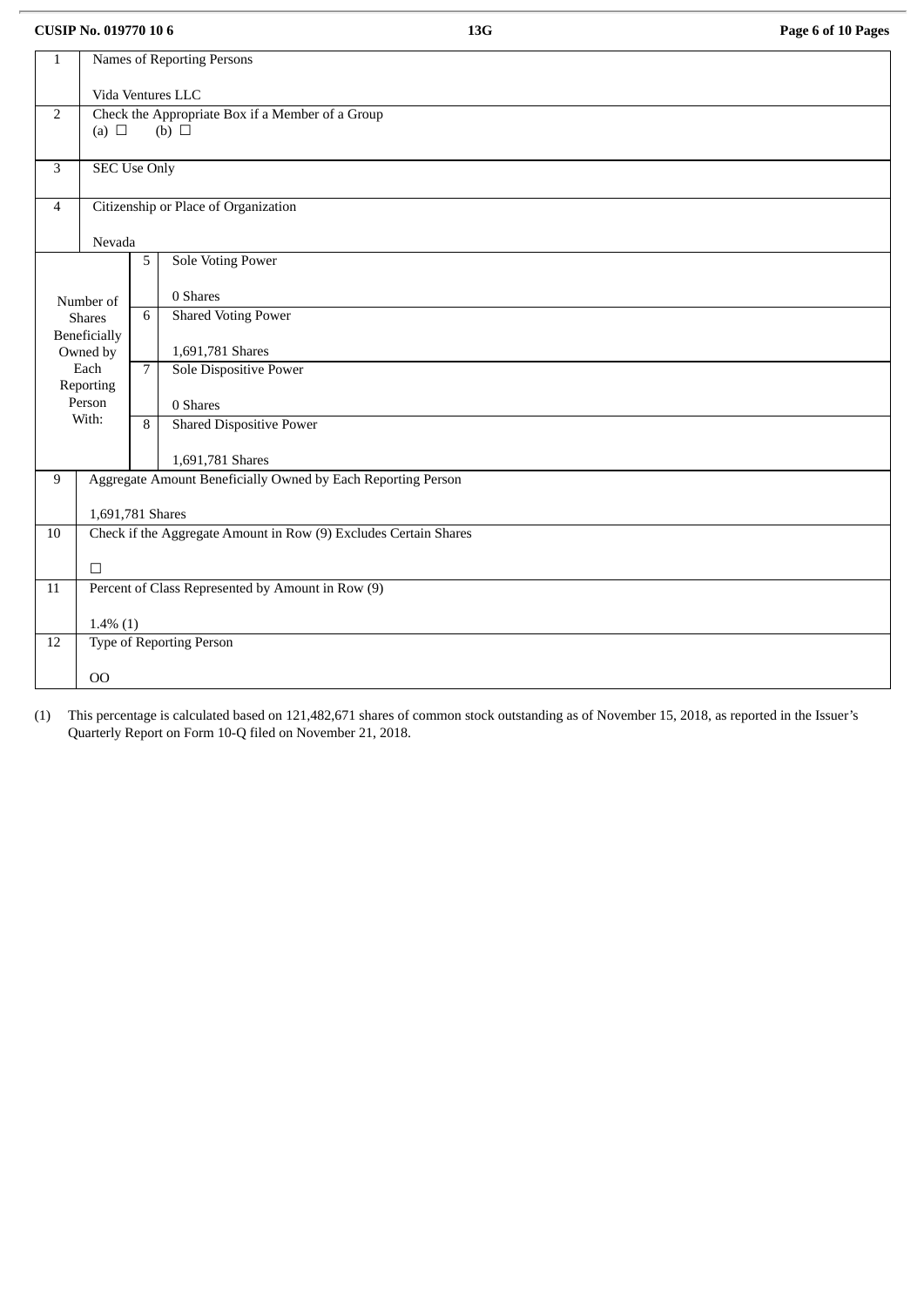CUSIP No. 019770 10 6 | 13G

| | | | |
|---|---|---|---|
| 1 | Names of Reporting Persons<br><br>Vida Ventures LLC | | |
| 2 | Check the Appropriate Box if a Member of a Group<br>(a) ☐ (b) ☐ | | |
| 3 | SEC Use Only | | |
| 4 | Citizenship or Place of Organization<br><br>Nevada | | |
| Number of Shares Beneficially Owned by Each Reporting Person With: | 5 | Sole Voting Power<br><br>0 Shares | |
| | 6 | Shared Voting Power<br><br>1,691,781 Shares | |
| | 7 | Sole Dispositive Power<br><br>0 Shares | |
| | 8 | Shared Dispositive Power<br><br>1,691,781 Shares | |
| 9 | Aggregate Amount Beneficially Owned by Each Reporting Person<br><br>1,691,781 Shares | | |
| 10 | Check if the Aggregate Amount in Row (9) Excludes Certain Shares<br><br>☐ | | |
| 11 | Percent of Class Represented by Amount in Row (9)<br><br>1.4% (1) | | |
| 12 | Type of Reporting Person<br><br>OO | | |

(1) This percentage is calculated based on 121,482,671 shares of common stock outstanding as of November 15, 2018, as reported in the Issuer's Quarterly Report on Form 10-Q filed on November 21, 2018.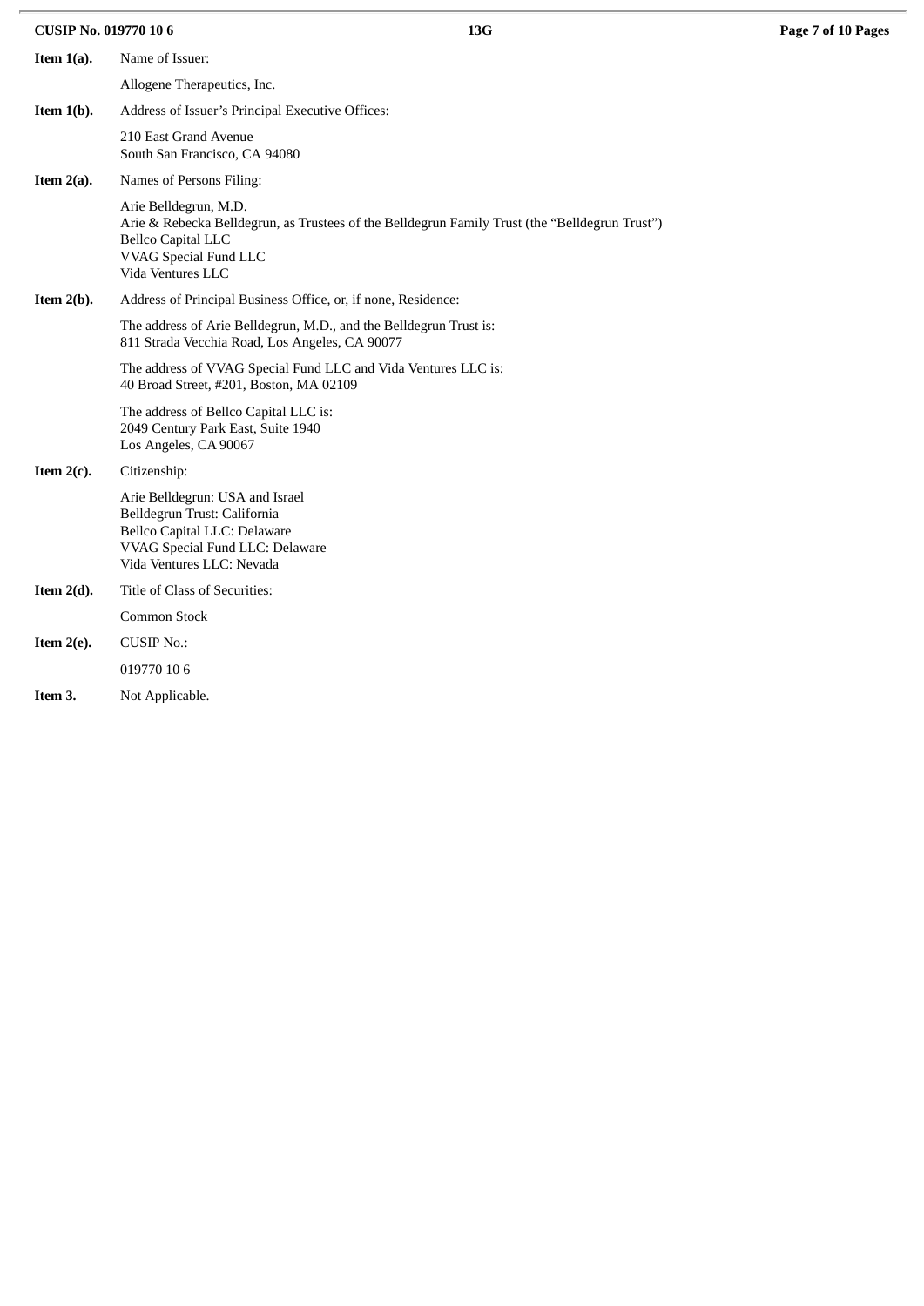**Item 1(a).** Name of Issuer:

Allogene Therapeutics, Inc.

**Item 1(b).** Address of Issuer's Principal Executive Offices:

210 East Grand Avenue
South San Francisco, CA 94080

**Item 2(a).** Names of Persons Filing:

Arie Belldegrun, M.D.
Arie & Rebecka Belldegrun, as Trustees of the Belldegrun Family Trust (the "Belldegrun Trust")
Bellco Capital LLC
VVAG Special Fund LLC
Vida Ventures LLC

**Item 2(b).** Address of Principal Business Office, or, if none, Residence:

The address of Arie Belldegrun, M.D., and the Belldegrun Trust is:
811 Strada Vecchia Road, Los Angeles, CA 90077

The address of VVAG Special Fund LLC and Vida Ventures LLC is:
40 Broad Street, #201, Boston, MA 02109

The address of Bellco Capital LLC is:
2049 Century Park East, Suite 1940
Los Angeles, CA 90067

**Item 2(c).** Citizenship:

Arie Belldegrun: USA and Israel
Belldegrun Trust: California
Bellco Capital LLC: Delaware
VVAG Special Fund LLC: Delaware
Vida Ventures LLC: Nevada

**Item 2(d).** Title of Class of Securities:

Common Stock

**Item 2(e).** CUSIP No.:

019770 10 6

**Item 3.** Not Applicable.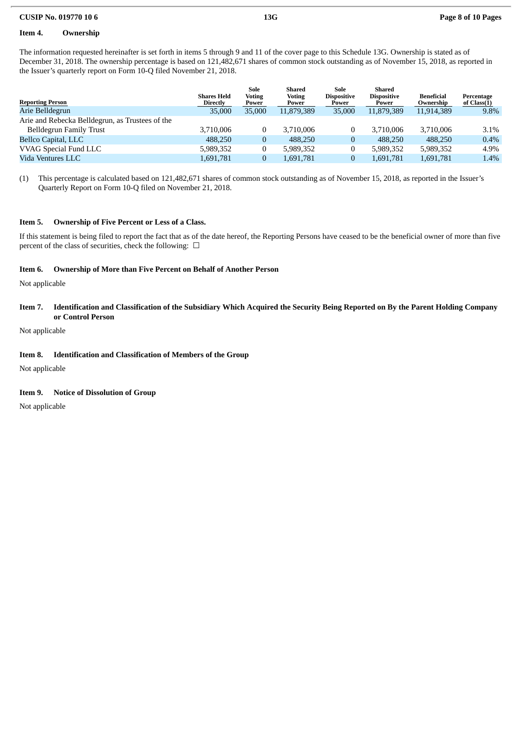### Item 4. Ownership

The information requested hereinafter is set forth in items 5 through 9 and 11 of the cover page to this Schedule 13G. Ownership is stated as of December 31, 2018. The ownership percentage is based on 121,482,671 shares of common stock outstanding as of November 15, 2018, as reported in the Issuer's quarterly report on Form 10-Q filed November 21, 2018.

| Reporting Person | Shares Held Directly | Sole Voting Power | Shared Voting Power | Sole Dispositive Power | Shared Dispositive Power | Beneficial Ownership | Percentage of Class(1) |
|---|---|---|---|---|---|---|---|
| Arie Belldegrun | 35,000 | 35,000 | 11,879,389 | 35,000 | 11,879,389 | 11,914,389 | 9.8% |
| Arie and Rebecka Belldegrun, as Trustees of the Belldegrun Family Trust | 3,710,006 | 0 | 3,710,006 | 0 | 3,710,006 | 3,710,006 | 3.1% |
| Bellco Capital, LLC | 488,250 | 0 | 488,250 | 0 | 488,250 | 488,250 | 0.4% |
| VVAG Special Fund LLC | 5,989,352 | 0 | 5,989,352 | 0 | 5,989,352 | 5,989,352 | 4.9% |
| Vida Ventures LLC | 1,691,781 | 0 | 1,691,781 | 0 | 1,691,781 | 1,691,781 | 1.4% |

(1) This percentage is calculated based on 121,482,671 shares of common stock outstanding as of November 15, 2018, as reported in the Issuer's Quarterly Report on Form 10-Q filed on November 21, 2018.

### Item 5. Ownership of Five Percent or Less of a Class.

If this statement is being filed to report the fact that as of the date hereof, the Reporting Persons have ceased to be the beneficial owner of more than five percent of the class of securities, check the following: ☐

### Item 6. Ownership of More than Five Percent on Behalf of Another Person

Not applicable

### Item 7. Identification and Classification of the Subsidiary Which Acquired the Security Being Reported on By the Parent Holding Company or Control Person

Not applicable

### Item 8. Identification and Classification of Members of the Group

Not applicable

### Item 9. Notice of Dissolution of Group

Not applicable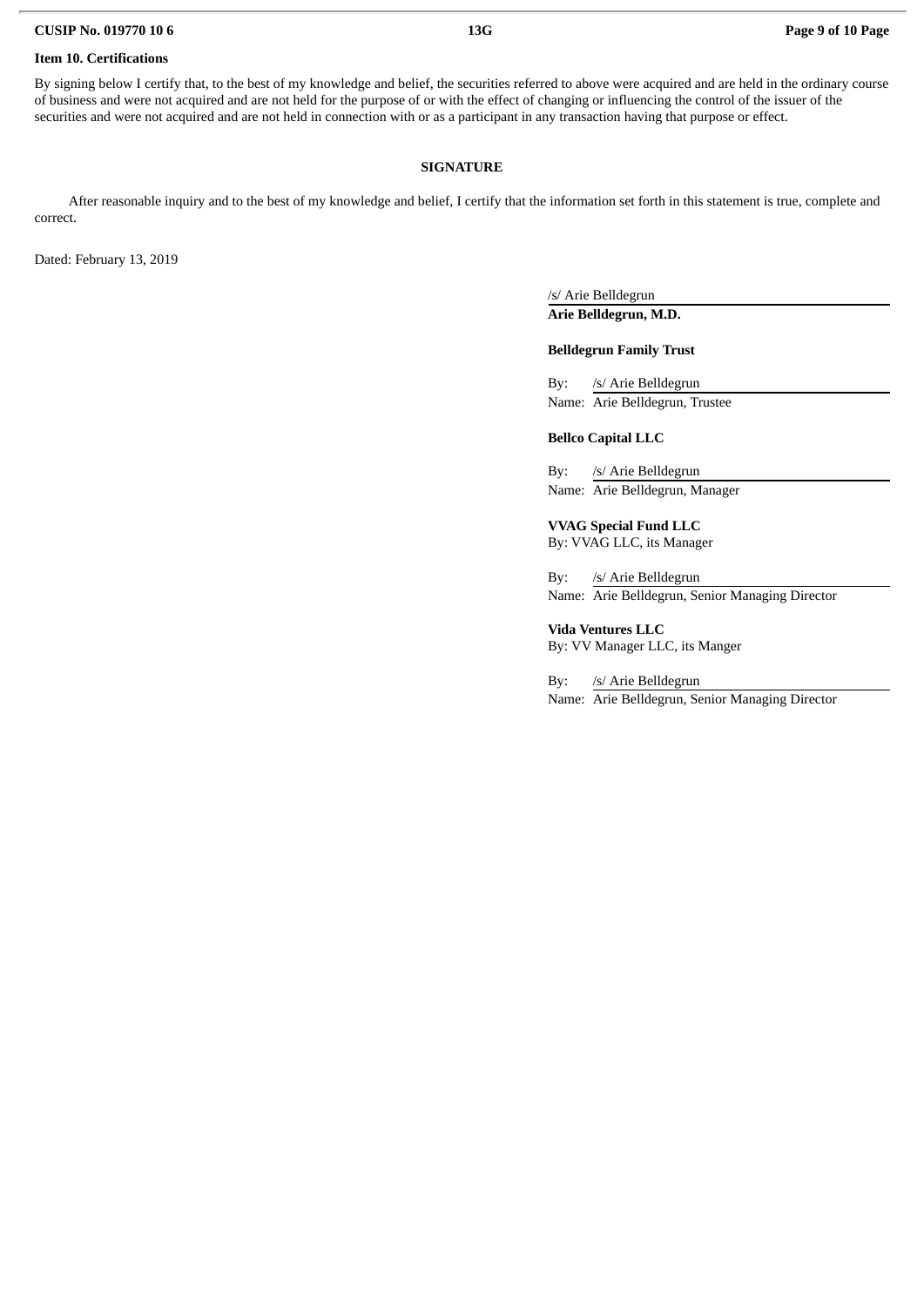**Item 10. Certifications**

By signing below I certify that, to the best of my knowledge and belief, the securities referred to above were acquired and are held in the ordinary course of business and were not acquired and are not held for the purpose of or with the effect of changing or influencing the control of the issuer of the securities and were not acquired and are not held in connection with or as a participant in any transaction having that purpose or effect.

**SIGNATURE**

After reasonable inquiry and to the best of my knowledge and belief, I certify that the information set forth in this statement is true, complete and correct.

Dated: February 13, 2019

/s/ Arie Belldegrun
**Arie Belldegrun, M.D.**

**Belldegrun Family Trust**

By: /s/ Arie Belldegrun
Name: Arie Belldegrun, Trustee

**Bellco Capital LLC**

By: /s/ Arie Belldegrun
Name: Arie Belldegrun, Manager

**VVAG Special Fund LLC**
By: VVAG LLC, its Manager

By: /s/ Arie Belldegrun
Name: Arie Belldegrun, Senior Managing Director

**Vida Ventures LLC**
By: VV Manager LLC, its Manger

By: /s/ Arie Belldegrun
Name: Arie Belldegrun, Senior Managing Director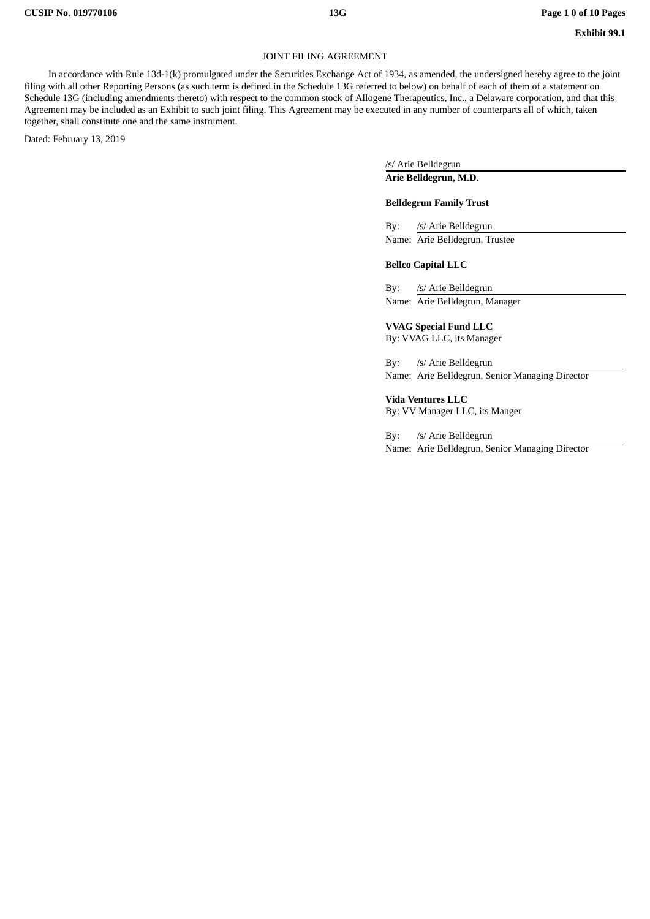**Exhibit 99.1**

JOINT FILING AGREEMENT

In accordance with Rule 13d-1(k) promulgated under the Securities Exchange Act of 1934, as amended, the undersigned hereby agree to the joint filing with all other Reporting Persons (as such term is defined in the Schedule 13G referred to below) on behalf of each of them of a statement on Schedule 13G (including amendments thereto) with respect to the common stock of Allogene Therapeutics, Inc., a Delaware corporation, and that this Agreement may be included as an Exhibit to such joint filing. This Agreement may be executed in any number of counterparts all of which, taken together, shall constitute one and the same instrument.

Dated: February 13, 2019

/s/ Arie Belldegrun
**Arie Belldegrun, M.D.**

**Belldegrun Family Trust**

By: /s/ Arie Belldegrun
Name: Arie Belldegrun, Trustee

**Bellco Capital LLC**

By: /s/ Arie Belldegrun
Name: Arie Belldegrun, Manager

**VVAG Special Fund LLC**
By: VVAG LLC, its Manager

By: /s/ Arie Belldegrun
Name: Arie Belldegrun, Senior Managing Director

**Vida Ventures LLC**
By: VV Manager LLC, its Manger

By: /s/ Arie Belldegrun
Name: Arie Belldegrun, Senior Managing Director